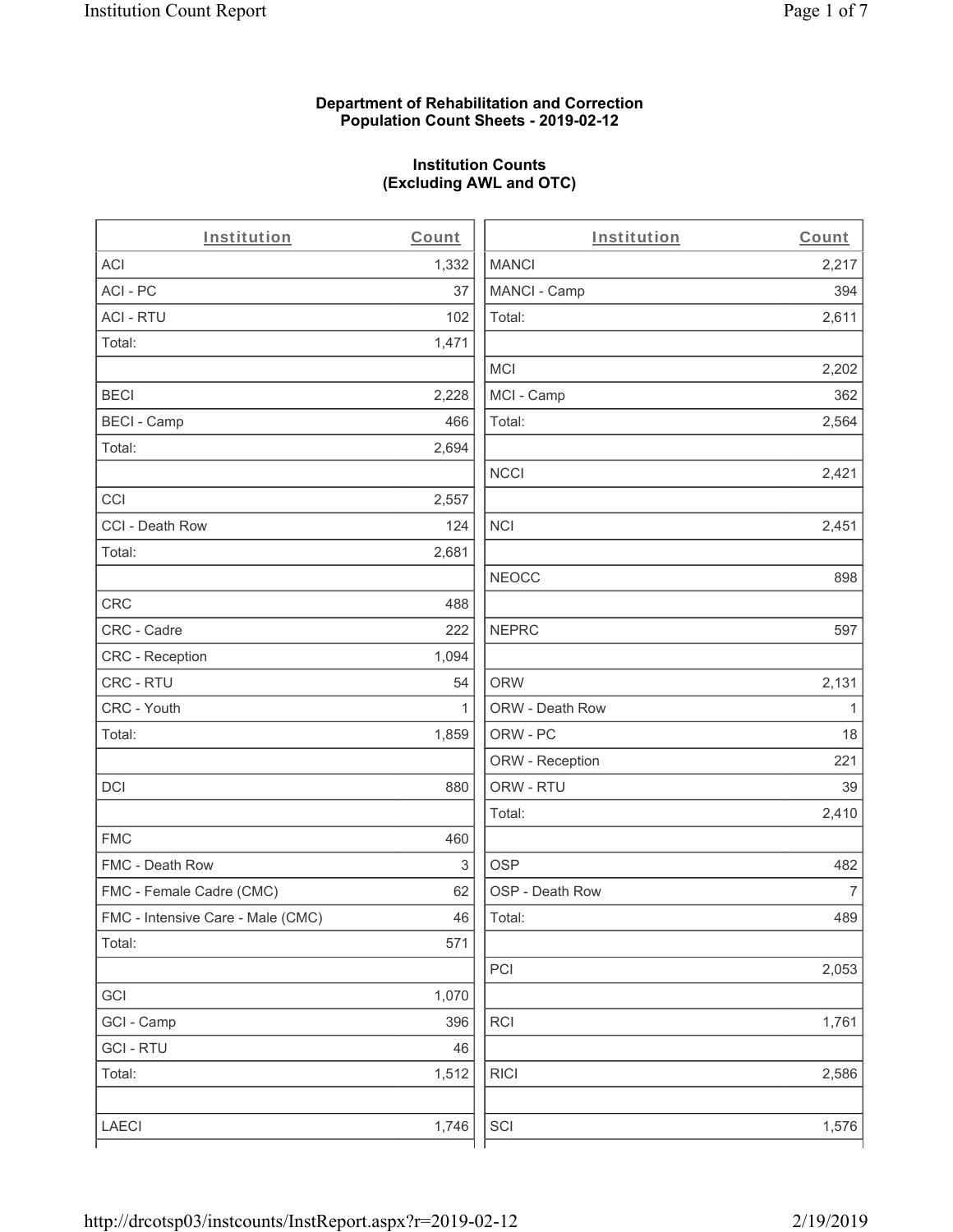**Department of Rehabilitation and Correction**
**Population Count Sheets - 2019-02-12**

**Institution Counts**
**(Excluding AWL and OTC)**

| Institution | Count |
|---|---|
| ACI | 1,332 |
| ACI - PC | 37 |
| ACI - RTU | 102 |
| Total: | 1,471 |
| | |
| BECI | 2,228 |
| BECI - Camp | 466 |
| Total: | 2,694 |
| | |
| CCI | 2,557 |
| CCI - Death Row | 124 |
| Total: | 2,681 |
| | |
| CRC | 488 |
| CRC - Cadre | 222 |
| CRC - Reception | 1,094 |
| CRC - RTU | 54 |
| CRC - Youth | 1 |
| Total: | 1,859 |
| | |
| DCI | 880 |
| | |
| FMC | 460 |
| FMC - Death Row | 3 |
| FMC - Female Cadre (CMC) | 62 |
| FMC - Intensive Care - Male (CMC) | 46 |
| Total: | 571 |
| | |
| GCI | 1,070 |
| GCI - Camp | 396 |
| GCI - RTU | 46 |
| Total: | 1,512 |
| | |
| LAECI | 1,746 |

| Institution | Count |
|---|---|
| MANCI | 2,217 |
| MANCI - Camp | 394 |
| Total: | 2,611 |
| | |
| MCI | 2,202 |
| MCI - Camp | 362 |
| Total: | 2,564 |
| | |
| NCCI | 2,421 |
| | |
| NCI | 2,451 |
| | |
| NEOCC | 898 |
| | |
| NEPRC | 597 |
| | |
| ORW | 2,131 |
| ORW - Death Row | 1 |
| ORW - PC | 18 |
| ORW - Reception | 221 |
| ORW - RTU | 39 |
| Total: | 2,410 |
| | |
| OSP | 482 |
| OSP - Death Row | 7 |
| Total: | 489 |
| | |
| PCI | 2,053 |
| | |
| RCI | 1,761 |
| | |
| RICI | 2,586 |
| | |
| SCI | 1,576 |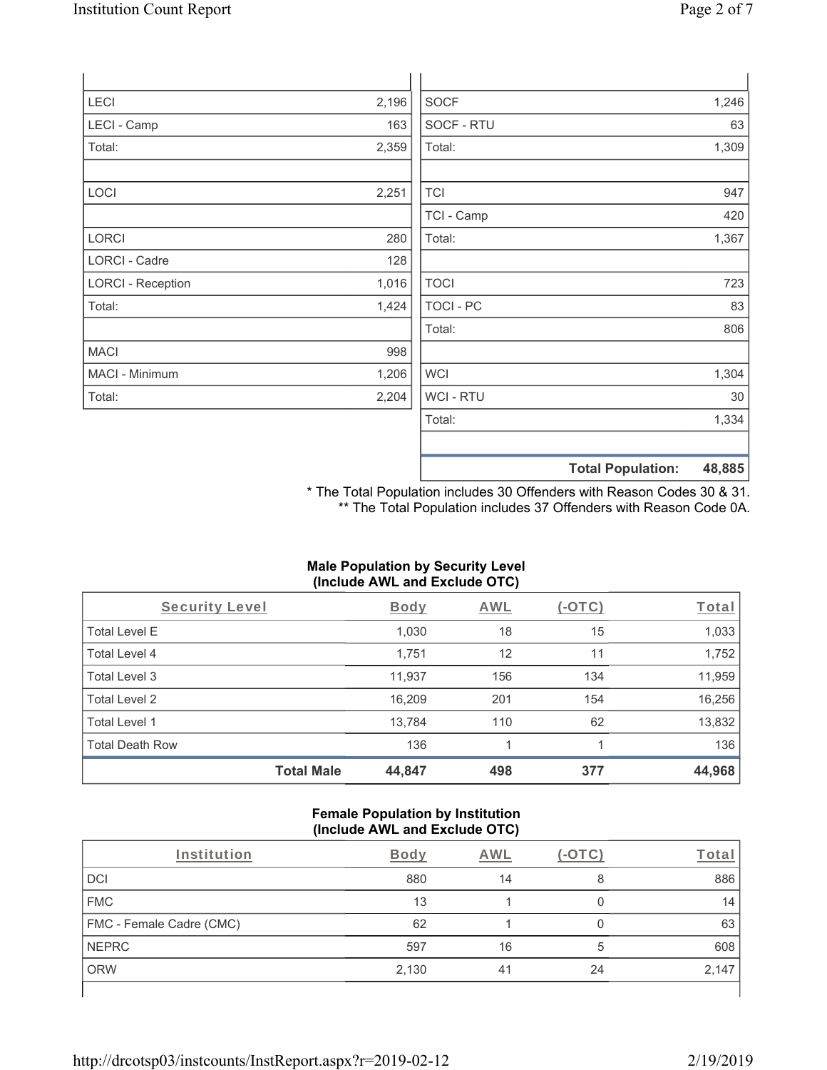| | |
|---|---|
| LECI | 2,196 |
| LECI - Camp | 163 |
| Total: | 2,359 |
| | |
| LOCI | 2,251 |
| | |
| LORCI | 280 |
| LORCI - Cadre | 128 |
| LORCI - Reception | 1,016 |
| Total: | 1,424 |
| | |
| MACI | 998 |
| MACI - Minimum | 1,206 |
| Total: | 2,204 |

| | |
|---|---|
| SOCF | 1,246 |
| SOCF - RTU | 63 |
| Total: | 1,309 |
| | |
| TCI | 947 |
| TCI - Camp | 420 |
| Total: | 1,367 |
| | |
| TOCI | 723 |
| TOCI - PC | 83 |
| Total: | 806 |
| | |
| WCI | 1,304 |
| WCI - RTU | 30 |
| Total: | 1,334 |
| | |
| **Total Population:** | **48,885** |

\* The Total Population includes 30 Offenders with Reason Codes 30 & 31.
\*\* The Total Population includes 37 Offenders with Reason Code 0A.

**Male Population by Security Level (Include AWL and Exclude OTC)**

| Security Level | Body | AWL | (-OTC) | Total |
|---|---|---|---|---|
| Total Level E | 1,030 | 18 | 15 | 1,033 |
| Total Level 4 | 1,751 | 12 | 11 | 1,752 |
| Total Level 3 | 11,937 | 156 | 134 | 11,959 |
| Total Level 2 | 16,209 | 201 | 154 | 16,256 |
| Total Level 1 | 13,784 | 110 | 62 | 13,832 |
| Total Death Row | 136 | 1 | 1 | 136 |
| **Total Male** | **44,847** | **498** | **377** | **44,968** |

**Female Population by Institution (Include AWL and Exclude OTC)**

| Institution | Body | AWL | (-OTC) | Total |
|---|---|---|---|---|
| DCI | 880 | 14 | 8 | 886 |
| FMC | 13 | 1 | 0 | 14 |
| FMC - Female Cadre (CMC) | 62 | 1 | 0 | 63 |
| NEPRC | 597 | 16 | 5 | 608 |
| ORW | 2,130 | 41 | 24 | 2,147 |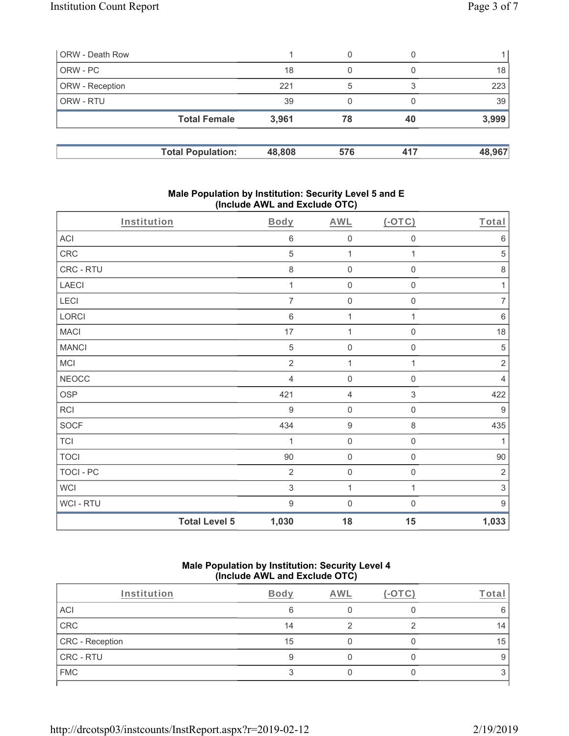| | | | | |
|---|---|---|---|---|
| ORW - Death Row | 1 | 0 | 0 | 1 |
| ORW - PC | 18 | 0 | 0 | 18 |
| ORW - Reception | 221 | 5 | 3 | 223 |
| ORW - RTU | 39 | 0 | 0 | 39 |
| **Total Female** | **3,961** | **78** | **40** | **3,999** |

| | | | | |
|---|---|---|---|---|
| **Total Population:** | **48,808** | **576** | **417** | **48,967** |

### Male Population by Institution: Security Level 5 and E (Include AWL and Exclude OTC)

| Institution | Body | AWL | (-OTC) | Total |
|---|---|---|---|---|
| ACI | 6 | 0 | 0 | 6 |
| CRC | 5 | 1 | 1 | 5 |
| CRC - RTU | 8 | 0 | 0 | 8 |
| LAECI | 1 | 0 | 0 | 1 |
| LECI | 7 | 0 | 0 | 7 |
| LORCI | 6 | 1 | 1 | 6 |
| MACI | 17 | 1 | 0 | 18 |
| MANCI | 5 | 0 | 0 | 5 |
| MCI | 2 | 1 | 1 | 2 |
| NEOCC | 4 | 0 | 0 | 4 |
| OSP | 421 | 4 | 3 | 422 |
| RCI | 9 | 0 | 0 | 9 |
| SOCF | 434 | 9 | 8 | 435 |
| TCI | 1 | 0 | 0 | 1 |
| TOCI | 90 | 0 | 0 | 90 |
| TOCI - PC | 2 | 0 | 0 | 2 |
| WCI | 3 | 1 | 1 | 3 |
| WCI - RTU | 9 | 0 | 0 | 9 |
| **Total Level 5** | **1,030** | **18** | **15** | **1,033** |

### Male Population by Institution: Security Level 4 (Include AWL and Exclude OTC)

| Institution | Body | AWL | (-OTC) | Total |
|---|---|---|---|---|
| ACI | 6 | 0 | 0 | 6 |
| CRC | 14 | 2 | 2 | 14 |
| CRC - Reception | 15 | 0 | 0 | 15 |
| CRC - RTU | 9 | 0 | 0 | 9 |
| FMC | 3 | 0 | 0 | 3 |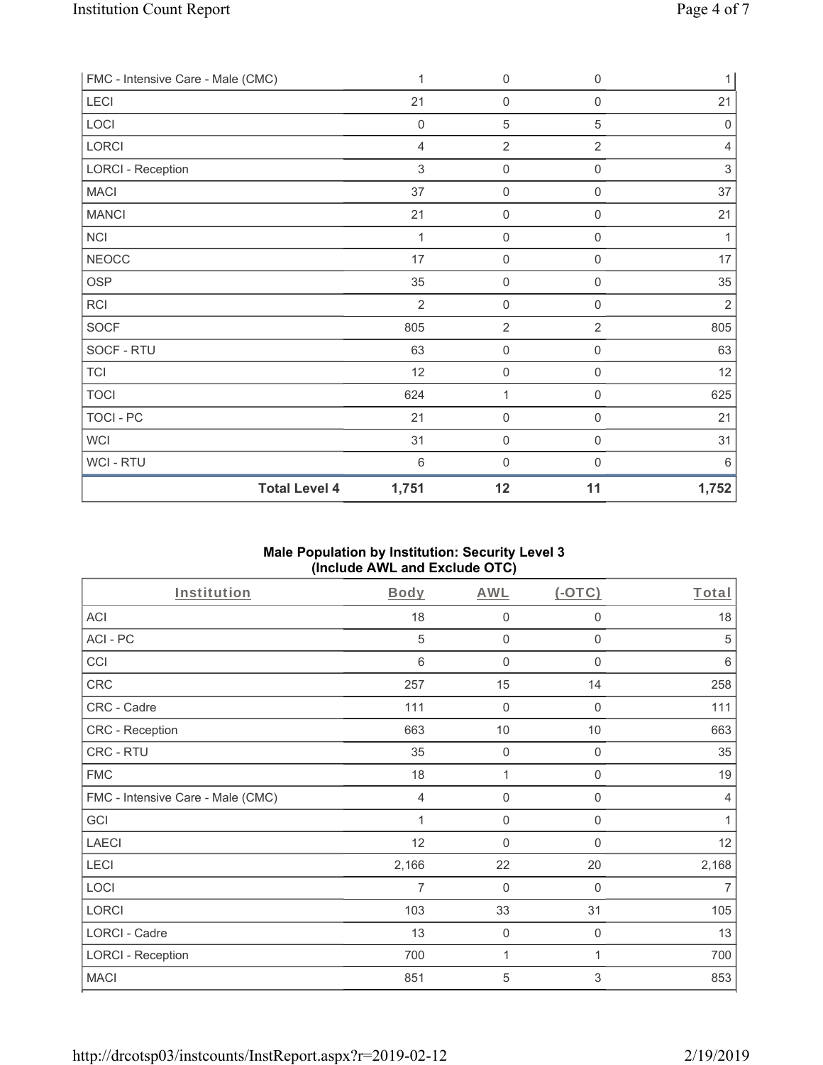| FMC - Intensive Care - Male (CMC) | 1 | 0 | 0 | 1 |
|---|---|---|---|---|
| LECI | 21 | 0 | 0 | 21 |
| LOCI | 0 | 5 | 5 | 0 |
| LORCI | 4 | 2 | 2 | 4 |
| LORCI - Reception | 3 | 0 | 0 | 3 |
| MACI | 37 | 0 | 0 | 37 |
| MANCI | 21 | 0 | 0 | 21 |
| NCI | 1 | 0 | 0 | 1 |
| NEOCC | 17 | 0 | 0 | 17 |
| OSP | 35 | 0 | 0 | 35 |
| RCI | 2 | 0 | 0 | 2 |
| SOCF | 805 | 2 | 2 | 805 |
| SOCF - RTU | 63 | 0 | 0 | 63 |
| TCI | 12 | 0 | 0 | 12 |
| TOCI | 624 | 1 | 0 | 625 |
| TOCI - PC | 21 | 0 | 0 | 21 |
| WCI | 31 | 0 | 0 | 31 |
| WCI - RTU | 6 | 0 | 0 | 6 |
| **Total Level 4** | **1,751** | **12** | **11** | **1,752** |

**Male Population by Institution: Security Level 3 (Include AWL and Exclude OTC)**

| Institution | Body | AWL | (-OTC) | Total |
|---|---|---|---|---|
| ACI | 18 | 0 | 0 | 18 |
| ACI - PC | 5 | 0 | 0 | 5 |
| CCI | 6 | 0 | 0 | 6 |
| CRC | 257 | 15 | 14 | 258 |
| CRC - Cadre | 111 | 0 | 0 | 111 |
| CRC - Reception | 663 | 10 | 10 | 663 |
| CRC - RTU | 35 | 0 | 0 | 35 |
| FMC | 18 | 1 | 0 | 19 |
| FMC - Intensive Care - Male (CMC) | 4 | 0 | 0 | 4 |
| GCI | 1 | 0 | 0 | 1 |
| LAECI | 12 | 0 | 0 | 12 |
| LECI | 2,166 | 22 | 20 | 2,168 |
| LOCI | 7 | 0 | 0 | 7 |
| LORCI | 103 | 33 | 31 | 105 |
| LORCI - Cadre | 13 | 0 | 0 | 13 |
| LORCI - Reception | 700 | 1 | 1 | 700 |
| MACI | 851 | 5 | 3 | 853 |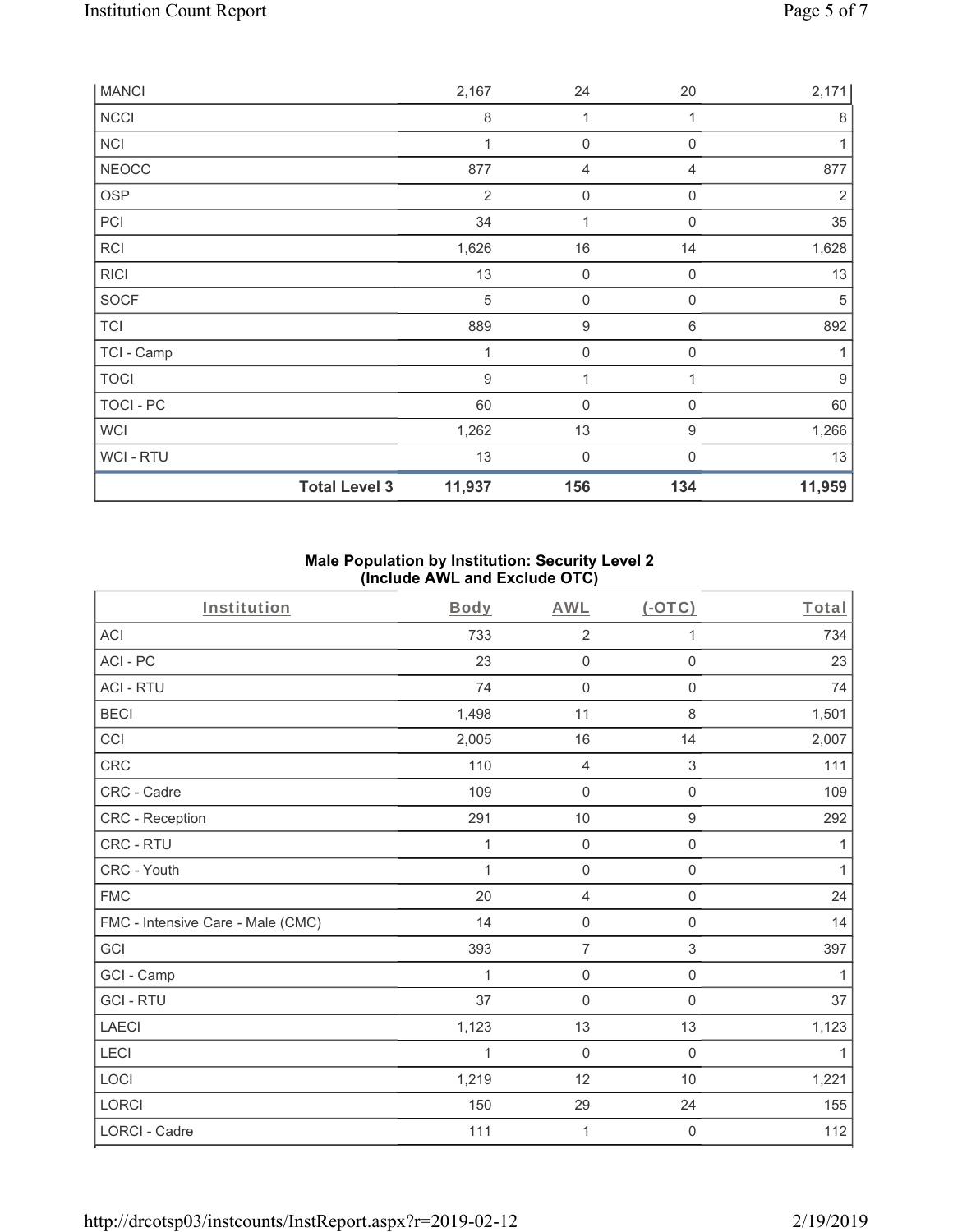| | | | | |
|---|---|---|---|---|
| MANCI | 2,167 | 24 | 20 | 2,171 |
| NCCI | 8 | 1 | 1 | 8 |
| NCI | 1 | 0 | 0 | 1 |
| NEOCC | 877 | 4 | 4 | 877 |
| OSP | 2 | 0 | 0 | 2 |
| PCI | 34 | 1 | 0 | 35 |
| RCI | 1,626 | 16 | 14 | 1,628 |
| RICI | 13 | 0 | 0 | 13 |
| SOCF | 5 | 0 | 0 | 5 |
| TCI | 889 | 9 | 6 | 892 |
| TCI - Camp | 1 | 0 | 0 | 1 |
| TOCI | 9 | 1 | 1 | 9 |
| TOCI - PC | 60 | 0 | 0 | 60 |
| WCI | 1,262 | 13 | 9 | 1,266 |
| WCI - RTU | 13 | 0 | 0 | 13 |
| **Total Level 3** | **11,937** | **156** | **134** | **11,959** |

## Male Population by Institution: Security Level 2 (Include AWL and Exclude OTC)

| Institution | Body | AWL | (-OTC) | Total |
|---|---|---|---|---|
| ACI | 733 | 2 | 1 | 734 |
| ACI - PC | 23 | 0 | 0 | 23 |
| ACI - RTU | 74 | 0 | 0 | 74 |
| BECI | 1,498 | 11 | 8 | 1,501 |
| CCI | 2,005 | 16 | 14 | 2,007 |
| CRC | 110 | 4 | 3 | 111 |
| CRC - Cadre | 109 | 0 | 0 | 109 |
| CRC - Reception | 291 | 10 | 9 | 292 |
| CRC - RTU | 1 | 0 | 0 | 1 |
| CRC - Youth | 1 | 0 | 0 | 1 |
| FMC | 20 | 4 | 0 | 24 |
| FMC - Intensive Care - Male (CMC) | 14 | 0 | 0 | 14 |
| GCI | 393 | 7 | 3 | 397 |
| GCI - Camp | 1 | 0 | 0 | 1 |
| GCI - RTU | 37 | 0 | 0 | 37 |
| LAECI | 1,123 | 13 | 13 | 1,123 |
| LECI | 1 | 0 | 0 | 1 |
| LOCI | 1,219 | 12 | 10 | 1,221 |
| LORCI | 150 | 29 | 24 | 155 |
| LORCI - Cadre | 111 | 1 | 0 | 112 |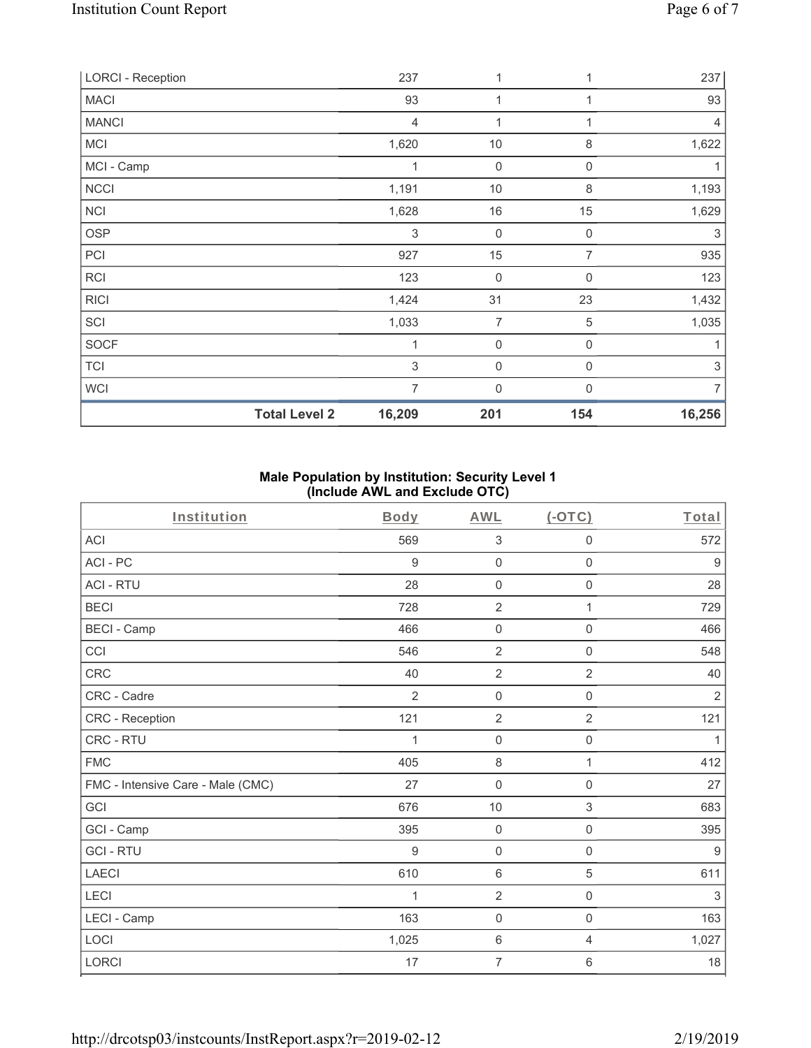| | Body | AWL | (-OTC) | Total |
|---|---|---|---|---|
| LORCI - Reception | 237 | 1 | 1 | 237 |
| MACI | 93 | 1 | 1 | 93 |
| MANCI | 4 | 1 | 1 | 4 |
| MCI | 1,620 | 10 | 8 | 1,622 |
| MCI - Camp | 1 | 0 | 0 | 1 |
| NCCI | 1,191 | 10 | 8 | 1,193 |
| NCI | 1,628 | 16 | 15 | 1,629 |
| OSP | 3 | 0 | 0 | 3 |
| PCI | 927 | 15 | 7 | 935 |
| RCI | 123 | 0 | 0 | 123 |
| RICI | 1,424 | 31 | 23 | 1,432 |
| SCI | 1,033 | 7 | 5 | 1,035 |
| SOCF | 1 | 0 | 0 | 1 |
| TCI | 3 | 0 | 0 | 3 |
| WCI | 7 | 0 | 0 | 7 |
| **Total Level 2** | **16,209** | **201** | **154** | **16,256** |

## Male Population by Institution: Security Level 1 (Include AWL and Exclude OTC)

| Institution | Body | AWL | (-OTC) | Total |
|---|---|---|---|---|
| ACI | 569 | 3 | 0 | 572 |
| ACI - PC | 9 | 0 | 0 | 9 |
| ACI - RTU | 28 | 0 | 0 | 28 |
| BECI | 728 | 2 | 1 | 729 |
| BECI - Camp | 466 | 0 | 0 | 466 |
| CCI | 546 | 2 | 0 | 548 |
| CRC | 40 | 2 | 2 | 40 |
| CRC - Cadre | 2 | 0 | 0 | 2 |
| CRC - Reception | 121 | 2 | 2 | 121 |
| CRC - RTU | 1 | 0 | 0 | 1 |
| FMC | 405 | 8 | 1 | 412 |
| FMC - Intensive Care - Male (CMC) | 27 | 0 | 0 | 27 |
| GCI | 676 | 10 | 3 | 683 |
| GCI - Camp | 395 | 0 | 0 | 395 |
| GCI - RTU | 9 | 0 | 0 | 9 |
| LAECI | 610 | 6 | 5 | 611 |
| LECI | 1 | 2 | 0 | 3 |
| LECI - Camp | 163 | 0 | 0 | 163 |
| LOCI | 1,025 | 6 | 4 | 1,027 |
| LORCI | 17 | 7 | 6 | 18 |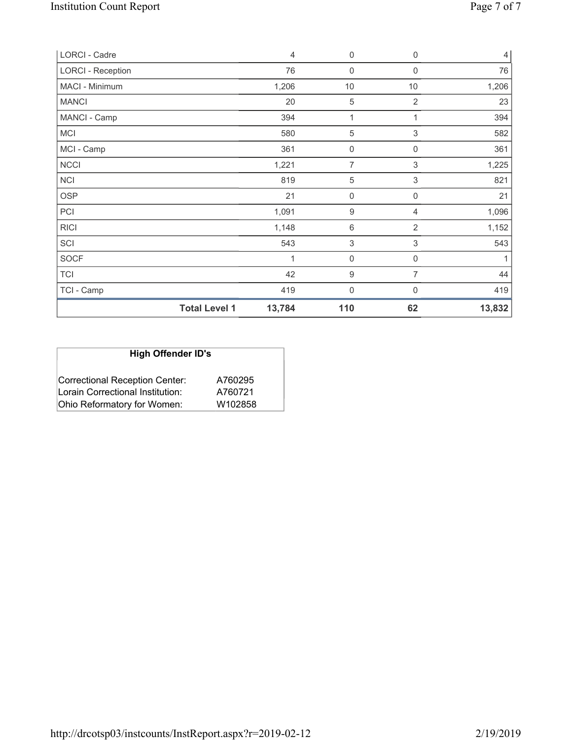| | | | | |
|---|---|---|---|---|
| LORCI - Cadre | 4 | 0 | 0 | 4 |
| LORCI - Reception | 76 | 0 | 0 | 76 |
| MACI - Minimum | 1,206 | 10 | 10 | 1,206 |
| MANCI | 20 | 5 | 2 | 23 |
| MANCI - Camp | 394 | 1 | 1 | 394 |
| MCI | 580 | 5 | 3 | 582 |
| MCI - Camp | 361 | 0 | 0 | 361 |
| NCCI | 1,221 | 7 | 3 | 1,225 |
| NCI | 819 | 5 | 3 | 821 |
| OSP | 21 | 0 | 0 | 21 |
| PCI | 1,091 | 9 | 4 | 1,096 |
| RICI | 1,148 | 6 | 2 | 1,152 |
| SCI | 543 | 3 | 3 | 543 |
| SOCF | 1 | 0 | 0 | 1 |
| TCI | 42 | 9 | 7 | 44 |
| TCI - Camp | 419 | 0 | 0 | 419 |
| **Total Level 1** | **13,784** | **110** | **62** | **13,832** |

| High Offender ID's | |
|---|---|
| Correctional Reception Center: | A760295 |
| Lorain Correctional Institution: | A760721 |
| Ohio Reformatory for Women: | W102858 |